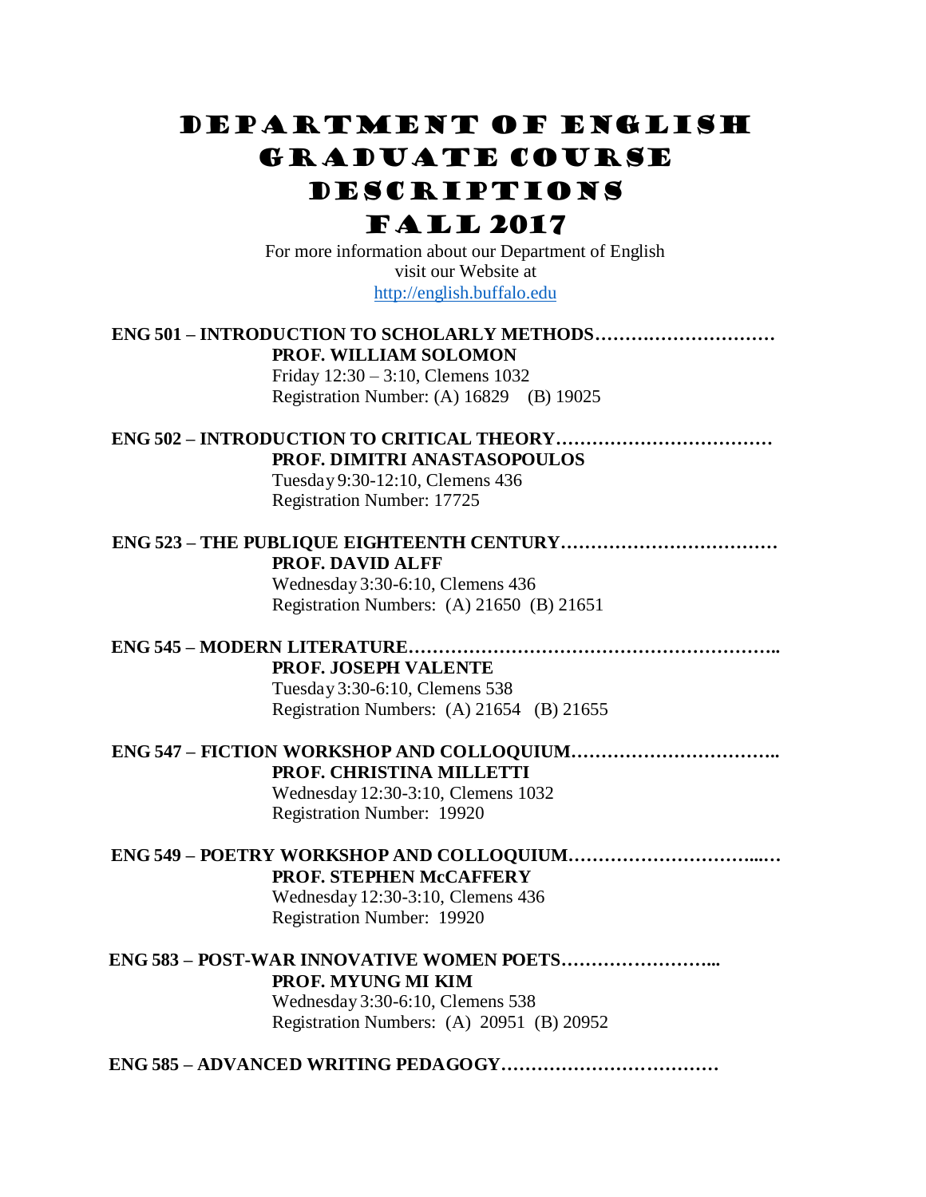# Department of English Graduate Course Descriptions

# Fall 2017

For more information about our Department of English
visit our Website at
http://english.buffalo.edu

**ENG 501 – INTRODUCTION TO SCHOLARLY METHODS…………………………**
**PROF. WILLIAM SOLOMON**
Friday 12:30 – 3:10, Clemens 1032
Registration Number: (A) 16829 (B) 19025

**ENG 502 – INTRODUCTION TO CRITICAL THEORY………………………………**
**PROF. DIMITRI ANASTASOPOULOS**
Tuesday 9:30-12:10, Clemens 436
Registration Number: 17725

**ENG 523 – THE PUBLIQUE EIGHTEENTH CENTURY………………………………**
**PROF. DAVID ALFF**
Wednesday 3:30-6:10, Clemens 436
Registration Numbers: (A) 21650 (B) 21651

**ENG 545 – MODERN LITERATURE…………………………………………………..**
**PROF. JOSEPH VALENTE**
Tuesday 3:30-6:10, Clemens 538
Registration Numbers: (A) 21654 (B) 21655

**ENG 547 – FICTION WORKSHOP AND COLLOQUIUM……………………………..**
**PROF. CHRISTINA MILLETTI**
Wednesday 12:30-3:10, Clemens 1032
Registration Number: 19920

**ENG 549 – POETRY WORKSHOP AND COLLOQUIUM…………………………...…**
**PROF. STEPHEN McCAFFERY**
Wednesday 12:30-3:10, Clemens 436
Registration Number: 19920

**ENG 583 – POST-WAR INNOVATIVE WOMEN POETS……………………...**
**PROF. MYUNG MI KIM**
Wednesday 3:30-6:10, Clemens 538
Registration Numbers: (A) 20951 (B) 20952

**ENG 585 – ADVANCED WRITING PEDAGOGY………………………………**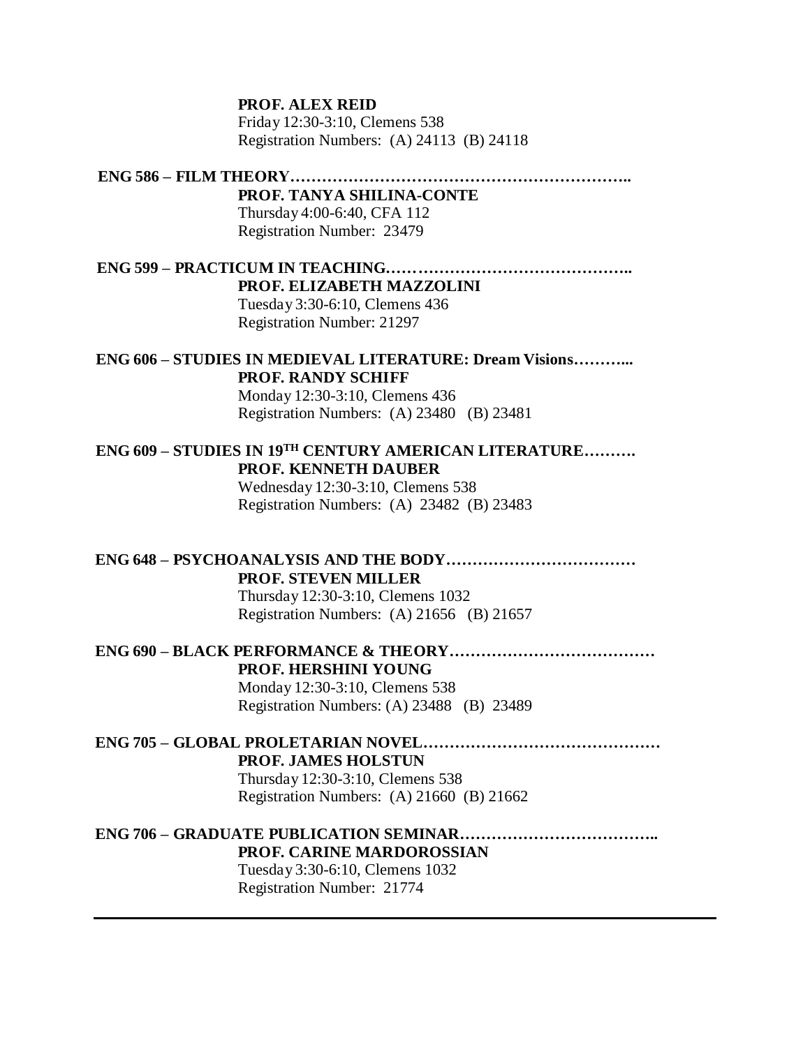**PROF. ALEX REID**
Friday 12:30-3:10, Clemens 538
Registration Numbers: (A) 24113 (B) 24118

**ENG 586 – FILM THEORY……………………………………………………..**
**PROF. TANYA SHILINA-CONTE**
Thursday 4:00-6:40, CFA 112
Registration Number: 23479

**ENG 599 – PRACTICUM IN TEACHING……………………………………..**
**PROF. ELIZABETH MAZZOLINI**
Tuesday 3:30-6:10, Clemens 436
Registration Number: 21297

**ENG 606 – STUDIES IN MEDIEVAL LITERATURE: Dream Visions………..**
**PROF. RANDY SCHIFF**
Monday 12:30-3:10, Clemens 436
Registration Numbers: (A) 23480 (B) 23481

**ENG 609 – STUDIES IN 19TH CENTURY AMERICAN LITERATURE……….**
**PROF. KENNETH DAUBER**
Wednesday 12:30-3:10, Clemens 538
Registration Numbers: (A) 23482 (B) 23483

**ENG 648 – PSYCHOANALYSIS AND THE BODY………………………………**
**PROF. STEVEN MILLER**
Thursday 12:30-3:10, Clemens 1032
Registration Numbers: (A) 21656 (B) 21657

**ENG 690 – BLACK PERFORMANCE & THEORY…………………………………**
**PROF. HERSHINI YOUNG**
Monday 12:30-3:10, Clemens 538
Registration Numbers: (A) 23488 (B) 23489

**ENG 705 – GLOBAL PROLETARIAN NOVEL………………………………………**
**PROF. JAMES HOLSTUN**
Thursday 12:30-3:10, Clemens 538
Registration Numbers: (A) 21660 (B) 21662

**ENG 706 – GRADUATE PUBLICATION SEMINAR……………………………..**
**PROF. CARINE MARDOROSSIAN**
Tuesday 3:30-6:10, Clemens 1032
Registration Number: 21774

---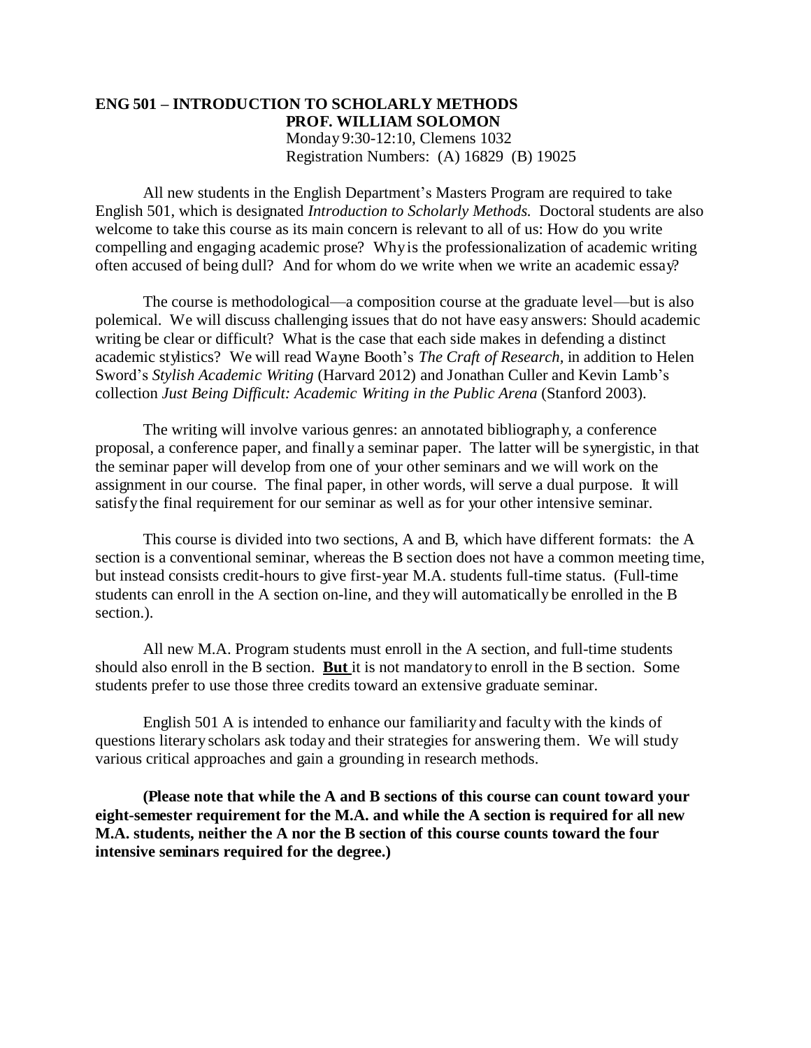**ENG 501 – INTRODUCTION TO SCHOLARLY METHODS**
**PROF. WILLIAM SOLOMON**
Monday 9:30-12:10, Clemens 1032
Registration Numbers: (A) 16829 (B) 19025

All new students in the English Department's Masters Program are required to take English 501, which is designated *Introduction to Scholarly Methods.* Doctoral students are also welcome to take this course as its main concern is relevant to all of us: How do you write compelling and engaging academic prose? Why is the professionalization of academic writing often accused of being dull? And for whom do we write when we write an academic essay?

The course is methodological—a composition course at the graduate level—but is also polemical. We will discuss challenging issues that do not have easy answers: Should academic writing be clear or difficult? What is the case that each side makes in defending a distinct academic stylistics? We will read Wayne Booth's *The Craft of Research,* in addition to Helen Sword's *Stylish Academic Writing* (Harvard 2012) and Jonathan Culler and Kevin Lamb's collection *Just Being Difficult: Academic Writing in the Public Arena* (Stanford 2003).

The writing will involve various genres: an annotated bibliography, a conference proposal, a conference paper, and finally a seminar paper. The latter will be synergistic, in that the seminar paper will develop from one of your other seminars and we will work on the assignment in our course. The final paper, in other words, will serve a dual purpose. It will satisfy the final requirement for our seminar as well as for your other intensive seminar.

This course is divided into two sections, A and B, which have different formats: the A section is a conventional seminar, whereas the B section does not have a common meeting time, but instead consists credit-hours to give first-year M.A. students full-time status. (Full-time students can enroll in the A section on-line, and they will automatically be enrolled in the B section.).

All new M.A. Program students must enroll in the A section, and full-time students should also enroll in the B section. **But** it is not mandatory to enroll in the B section. Some students prefer to use those three credits toward an extensive graduate seminar.

English 501 A is intended to enhance our familiarity and faculty with the kinds of questions literary scholars ask today and their strategies for answering them. We will study various critical approaches and gain a grounding in research methods.

**(Please note that while the A and B sections of this course can count toward your eight-semester requirement for the M.A. and while the A section is required for all new M.A. students, neither the A nor the B section of this course counts toward the four intensive seminars required for the degree.)**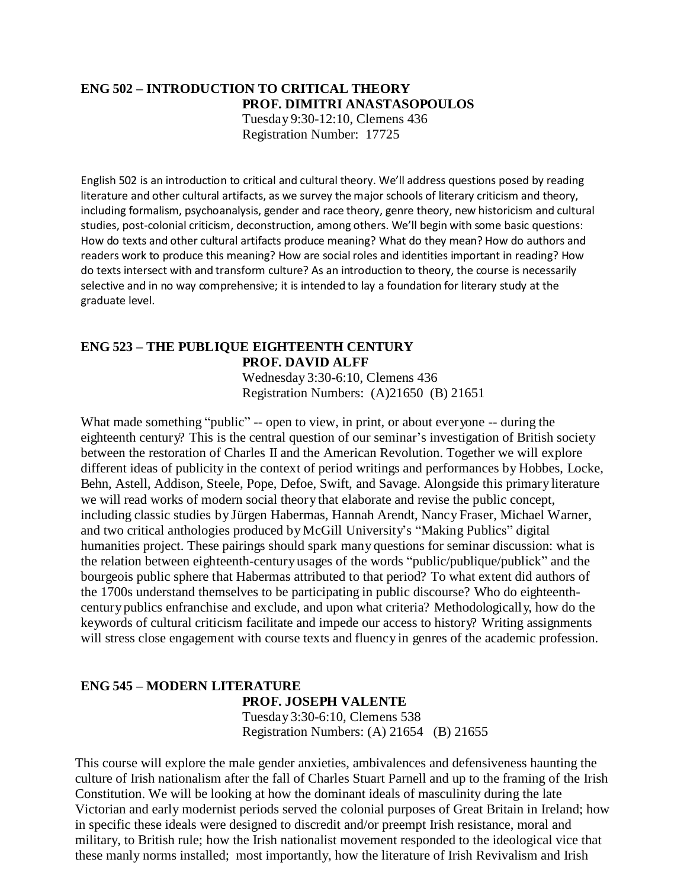## ENG 502 – INTRODUCTION TO CRITICAL THEORY

**PROF. DIMITRI ANASTASOPOULOS**
Tuesday 9:30-12:10, Clemens 436
Registration Number: 17725

English 502 is an introduction to critical and cultural theory. We'll address questions posed by reading literature and other cultural artifacts, as we survey the major schools of literary criticism and theory, including formalism, psychoanalysis, gender and race theory, genre theory, new historicism and cultural studies, post-colonial criticism, deconstruction, among others. We'll begin with some basic questions: How do texts and other cultural artifacts produce meaning? What do they mean? How do authors and readers work to produce this meaning? How are social roles and identities important in reading? How do texts intersect with and transform culture? As an introduction to theory, the course is necessarily selective and in no way comprehensive; it is intended to lay a foundation for literary study at the graduate level.

## ENG 523 – THE PUBLIQUE EIGHTEENTH CENTURY

**PROF. DAVID ALFF**
Wednesday 3:30-6:10, Clemens 436
Registration Numbers: (A)21650 (B) 21651

What made something "public" -- open to view, in print, or about everyone -- during the eighteenth century? This is the central question of our seminar's investigation of British society between the restoration of Charles II and the American Revolution. Together we will explore different ideas of publicity in the context of period writings and performances by Hobbes, Locke, Behn, Astell, Addison, Steele, Pope, Defoe, Swift, and Savage. Alongside this primary literature we will read works of modern social theory that elaborate and revise the public concept, including classic studies by Jürgen Habermas, Hannah Arendt, Nancy Fraser, Michael Warner, and two critical anthologies produced by McGill University's "Making Publics" digital humanities project. These pairings should spark many questions for seminar discussion: what is the relation between eighteenth-century usages of the words "public/publique/publick" and the bourgeois public sphere that Habermas attributed to that period? To what extent did authors of the 1700s understand themselves to be participating in public discourse? Who do eighteenth-century publics enfranchise and exclude, and upon what criteria? Methodologically, how do the keywords of cultural criticism facilitate and impede our access to history? Writing assignments will stress close engagement with course texts and fluency in genres of the academic profession.

## ENG 545 – MODERN LITERATURE

**PROF. JOSEPH VALENTE**
Tuesday 3:30-6:10, Clemens 538
Registration Numbers: (A) 21654 (B) 21655

This course will explore the male gender anxieties, ambivalences and defensiveness haunting the culture of Irish nationalism after the fall of Charles Stuart Parnell and up to the framing of the Irish Constitution. We will be looking at how the dominant ideals of masculinity during the late Victorian and early modernist periods served the colonial purposes of Great Britain in Ireland; how in specific these ideals were designed to discredit and/or preempt Irish resistance, moral and military, to British rule; how the Irish nationalist movement responded to the ideological vice that these manly norms installed; most importantly, how the literature of Irish Revivalism and Irish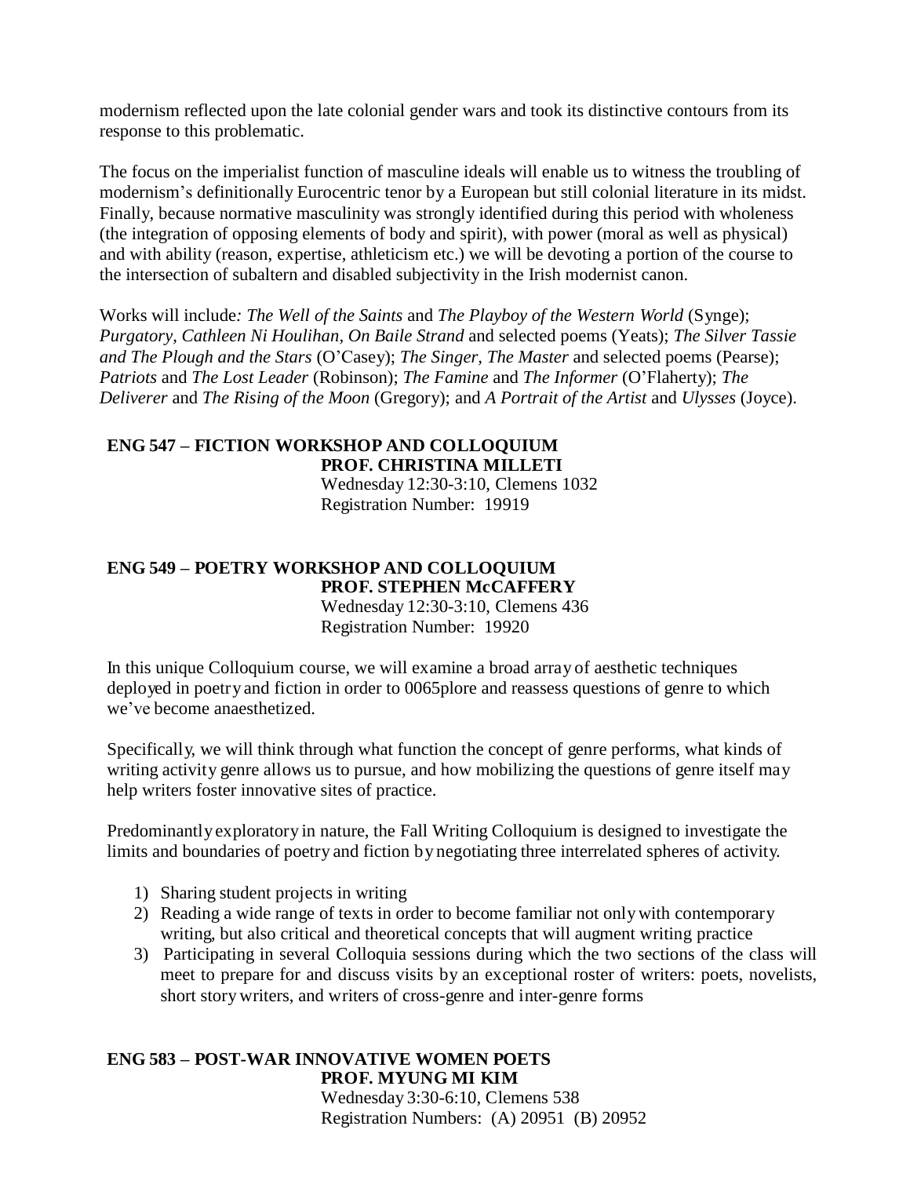modernism reflected upon the late colonial gender wars and took its distinctive contours from its response to this problematic.

The focus on the imperialist function of masculine ideals will enable us to witness the troubling of modernism's definitionally Eurocentric tenor by a European but still colonial literature in its midst. Finally, because normative masculinity was strongly identified during this period with wholeness (the integration of opposing elements of body and spirit), with power (moral as well as physical) and with ability (reason, expertise, athleticism etc.) we will be devoting a portion of the course to the intersection of subaltern and disabled subjectivity in the Irish modernist canon.

Works will include*: The Well of the Saints* and *The Playboy of the Western World* (Synge); *Purgatory, Cathleen Ni Houlihan, On Baile Strand* and selected poems (Yeats); *The Silver Tassie and The Plough and the Stars* (O'Casey); *The Singer, The Master* and selected poems (Pearse); *Patriots* and *The Lost Leader* (Robinson); *The Famine* and *The Informer* (O'Flaherty); *The Deliverer* and *The Rising of the Moon* (Gregory); and *A Portrait of the Artist* and *Ulysses* (Joyce).

**ENG 547 – FICTION WORKSHOP AND COLLOQUIUM**
**PROF. CHRISTINA MILLETI**
Wednesday 12:30-3:10, Clemens 1032
Registration Number: 19919

**ENG 549 – POETRY WORKSHOP AND COLLOQUIUM**
**PROF. STEPHEN McCAFFERY**
Wednesday 12:30-3:10, Clemens 436
Registration Number: 19920

In this unique Colloquium course, we will examine a broad array of aesthetic techniques deployed in poetry and fiction in order to 0065plore and reassess questions of genre to which we've become anaesthetized.

Specifically, we will think through what function the concept of genre performs, what kinds of writing activity genre allows us to pursue, and how mobilizing the questions of genre itself may help writers foster innovative sites of practice.

Predominantly exploratory in nature, the Fall Writing Colloquium is designed to investigate the limits and boundaries of poetry and fiction by negotiating three interrelated spheres of activity.

1) Sharing student projects in writing
2) Reading a wide range of texts in order to become familiar not only with contemporary writing, but also critical and theoretical concepts that will augment writing practice
3) Participating in several Colloquia sessions during which the two sections of the class will meet to prepare for and discuss visits by an exceptional roster of writers: poets, novelists, short story writers, and writers of cross-genre and inter-genre forms

**ENG 583 – POST-WAR INNOVATIVE WOMEN POETS**
**PROF. MYUNG MI KIM**
Wednesday 3:30-6:10, Clemens 538
Registration Numbers: (A) 20951 (B) 20952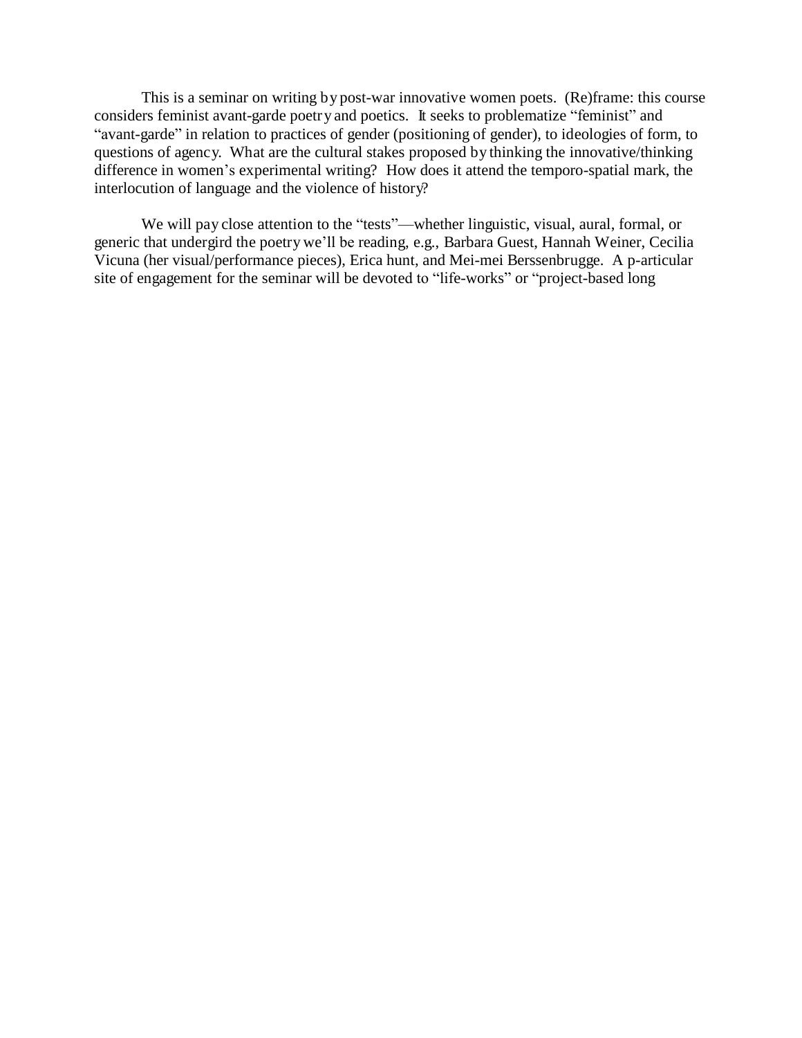This is a seminar on writing by post-war innovative women poets. (Re)frame: this course considers feminist avant-garde poetry and poetics. It seeks to problematize "feminist" and "avant-garde" in relation to practices of gender (positioning of gender), to ideologies of form, to questions of agency. What are the cultural stakes proposed by thinking the innovative/thinking difference in women's experimental writing? How does it attend the temporo-spatial mark, the interlocution of language and the violence of history?

We will pay close attention to the "tests"—whether linguistic, visual, aural, formal, or generic that undergird the poetry we'll be reading, e.g., Barbara Guest, Hannah Weiner, Cecilia Vicuna (her visual/performance pieces), Erica hunt, and Mei-mei Berssenbrugge. A p-articular site of engagement for the seminar will be devoted to "life-works" or "project-based long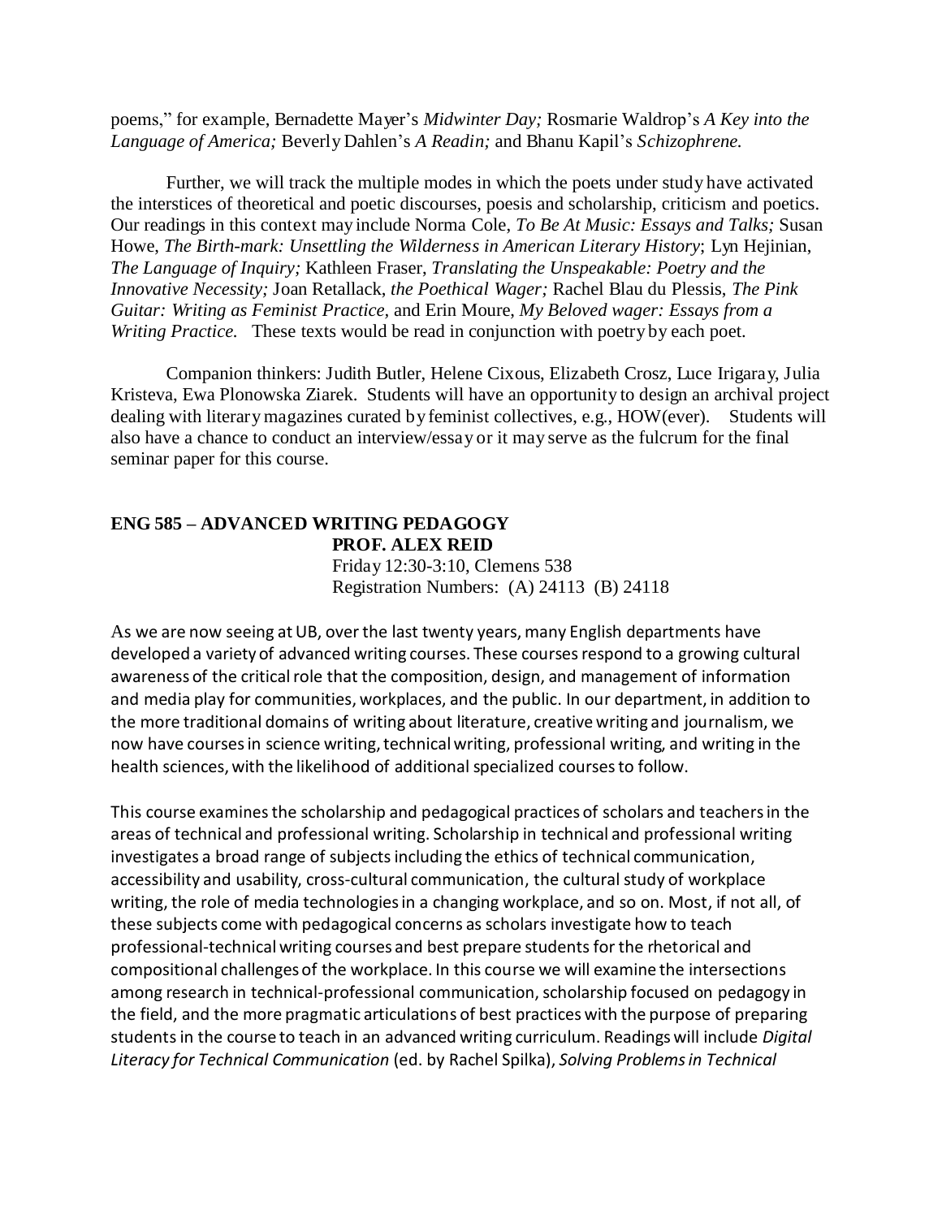poems," for example, Bernadette Mayer's *Midwinter Day;* Rosmarie Waldrop's *A Key into the Language of America;* Beverly Dahlen's *A Readin;* and Bhanu Kapil's *Schizophrene.*

Further, we will track the multiple modes in which the poets under study have activated the interstices of theoretical and poetic discourses, poesis and scholarship, criticism and poetics. Our readings in this context may include Norma Cole, *To Be At Music: Essays and Talks;* Susan Howe, *The Birth-mark: Unsettling the Wilderness in American Literary History*; Lyn Hejinian, *The Language of Inquiry;* Kathleen Fraser, *Translating the Unspeakable: Poetry and the Innovative Necessity;* Joan Retallack, *the Poethical Wager;* Rachel Blau du Plessis, *The Pink Guitar: Writing as Feminist Practice,* and Erin Moure, *My Beloved wager: Essays from a Writing Practice.* These texts would be read in conjunction with poetry by each poet.

Companion thinkers: Judith Butler, Helene Cixous, Elizabeth Crosz, Luce Irigaray, Julia Kristeva, Ewa Plonowska Ziarek. Students will have an opportunity to design an archival project dealing with literary magazines curated by feminist collectives, e.g., HOW(ever). Students will also have a chance to conduct an interview/essay or it may serve as the fulcrum for the final seminar paper for this course.

**ENG 585 – ADVANCED WRITING PEDAGOGY**
**PROF. ALEX REID**
Friday 12:30-3:10, Clemens 538
Registration Numbers: (A) 24113 (B) 24118

As we are now seeing at UB, over the last twenty years, many English departments have developed a variety of advanced writing courses. These courses respond to a growing cultural awareness of the critical role that the composition, design, and management of information and media play for communities, workplaces, and the public. In our department, in addition to the more traditional domains of writing about literature, creative writing and journalism, we now have courses in science writing, technical writing, professional writing, and writing in the health sciences, with the likelihood of additional specialized courses to follow.

This course examines the scholarship and pedagogical practices of scholars and teachers in the areas of technical and professional writing. Scholarship in technical and professional writing investigates a broad range of subjects including the ethics of technical communication, accessibility and usability, cross-cultural communication, the cultural study of workplace writing, the role of media technologies in a changing workplace, and so on. Most, if not all, of these subjects come with pedagogical concerns as scholars investigate how to teach professional-technical writing courses and best prepare students for the rhetorical and compositional challenges of the workplace. In this course we will examine the intersections among research in technical-professional communication, scholarship focused on pedagogy in the field, and the more pragmatic articulations of best practices with the purpose of preparing students in the course to teach in an advanced writing curriculum. Readings will include *Digital Literacy for Technical Communication* (ed. by Rachel Spilka), *Solving Problems in Technical*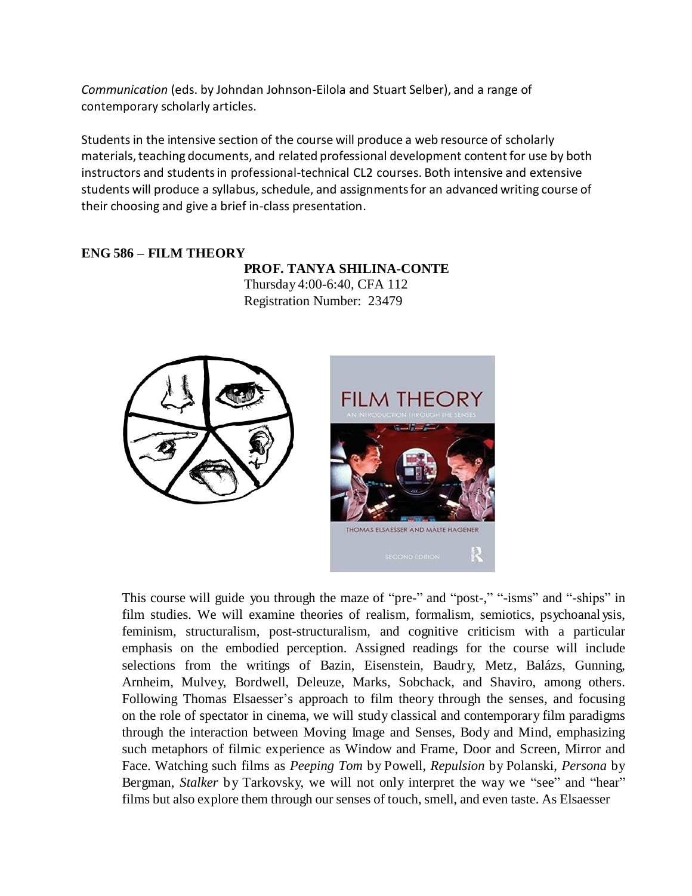*Communication* (eds. by Johndan Johnson-Eilola and Stuart Selber), and a range of contemporary scholarly articles.

Students in the intensive section of the course will produce a web resource of scholarly materials, teaching documents, and related professional development content for use by both instructors and students in professional-technical CL2 courses. Both intensive and extensive students will produce a syllabus, schedule, and assignments for an advanced writing course of their choosing and give a brief in-class presentation.

## ENG 586 – FILM THEORY

**PROF. TANYA SHILINA-CONTE**
Thursday 4:00-6:40, CFA 112
Registration Number: 23479

This course will guide you through the maze of "pre-" and "post-," "-isms" and "-ships" in film studies. We will examine theories of realism, formalism, semiotics, psychoanalysis, feminism, structuralism, post-structuralism, and cognitive criticism with a particular emphasis on the embodied perception. Assigned readings for the course will include selections from the writings of Bazin, Eisenstein, Baudry, Metz, Balázs, Gunning, Arnheim, Mulvey, Bordwell, Deleuze, Marks, Sobchack, and Shaviro, among others. Following Thomas Elsaesser's approach to film theory through the senses, and focusing on the role of spectator in cinema, we will study classical and contemporary film paradigms through the interaction between Moving Image and Senses, Body and Mind, emphasizing such metaphors of filmic experience as Window and Frame, Door and Screen, Mirror and Face. Watching such films as *Peeping Tom* by Powell, *Repulsion* by Polanski, *Persona* by Bergman, *Stalker* by Tarkovsky, we will not only interpret the way we "see" and "hear" films but also explore them through our senses of touch, smell, and even taste. As Elsaesser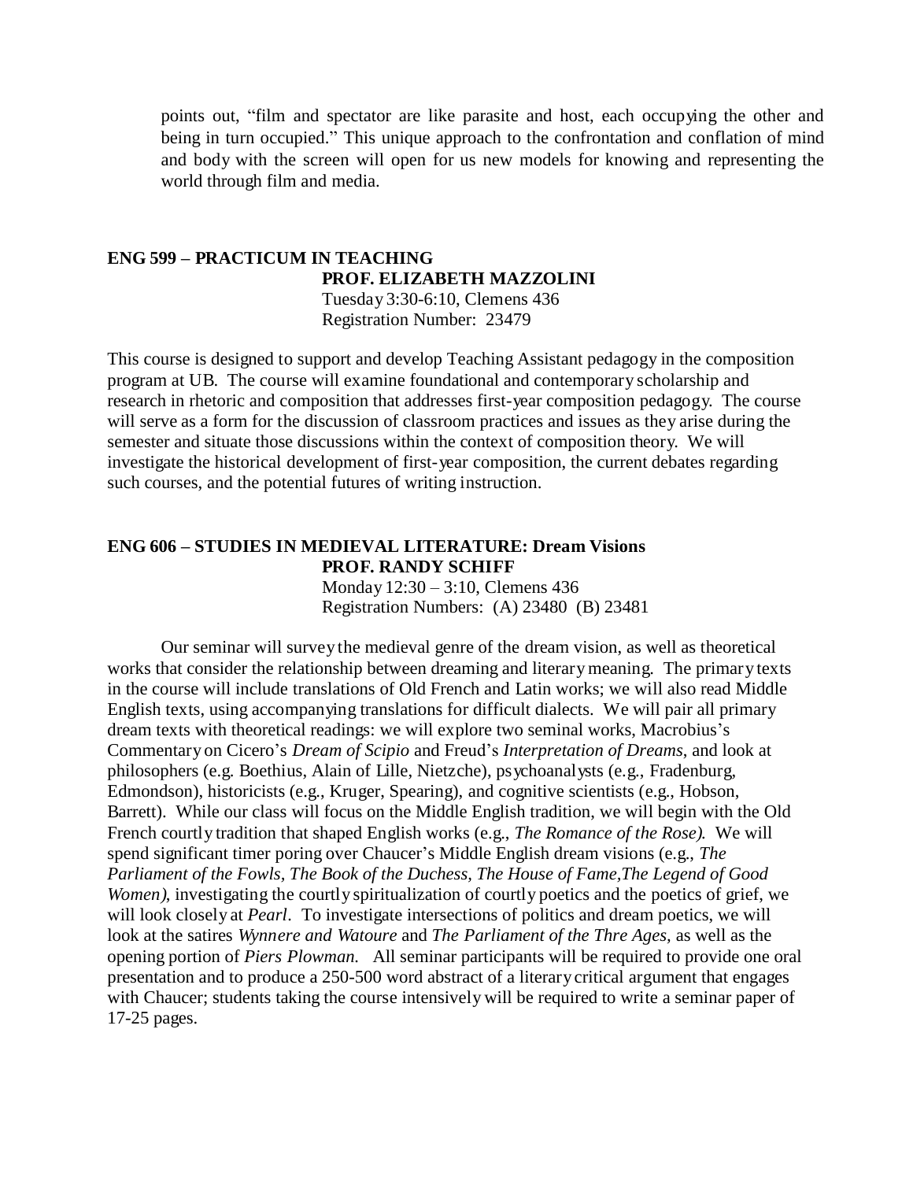points out, "film and spectator are like parasite and host, each occupying the other and being in turn occupied." This unique approach to the confrontation and conflation of mind and body with the screen will open for us new models for knowing and representing the world through film and media.

### ENG 599 – PRACTICUM IN TEACHING

**PROF. ELIZABETH MAZZOLINI**
Tuesday 3:30-6:10, Clemens 436
Registration Number: 23479

This course is designed to support and develop Teaching Assistant pedagogy in the composition program at UB. The course will examine foundational and contemporary scholarship and research in rhetoric and composition that addresses first-year composition pedagogy. The course will serve as a form for the discussion of classroom practices and issues as they arise during the semester and situate those discussions within the context of composition theory. We will investigate the historical development of first-year composition, the current debates regarding such courses, and the potential futures of writing instruction.

### ENG 606 – STUDIES IN MEDIEVAL LITERATURE: Dream Visions

**PROF. RANDY SCHIFF**
Monday 12:30 – 3:10, Clemens 436
Registration Numbers: (A) 23480 (B) 23481

Our seminar will survey the medieval genre of the dream vision, as well as theoretical works that consider the relationship between dreaming and literary meaning. The primary texts in the course will include translations of Old French and Latin works; we will also read Middle English texts, using accompanying translations for difficult dialects. We will pair all primary dream texts with theoretical readings: we will explore two seminal works, Macrobius's Commentary on Cicero's *Dream of Scipio* and Freud's *Interpretation of Dreams*, and look at philosophers (e.g. Boethius, Alain of Lille, Nietzche), psychoanalysts (e.g., Fradenburg, Edmondson), historicists (e.g., Kruger, Spearing), and cognitive scientists (e.g., Hobson, Barrett). While our class will focus on the Middle English tradition, we will begin with the Old French courtly tradition that shaped English works (e.g., *The Romance of the Rose).* We will spend significant timer poring over Chaucer's Middle English dream visions (e.g., *The Parliament of the Fowls, The Book of the Duchess, The House of Fame,The Legend of Good Women)*, investigating the courtly spiritualization of courtly poetics and the poetics of grief, we will look closely at *Pearl*. To investigate intersections of politics and dream poetics, we will look at the satires *Wynnere and Watoure* and *The Parliament of the Thre Ages,* as well as the opening portion of *Piers Plowman.* All seminar participants will be required to provide one oral presentation and to produce a 250-500 word abstract of a literary critical argument that engages with Chaucer; students taking the course intensively will be required to write a seminar paper of 17-25 pages.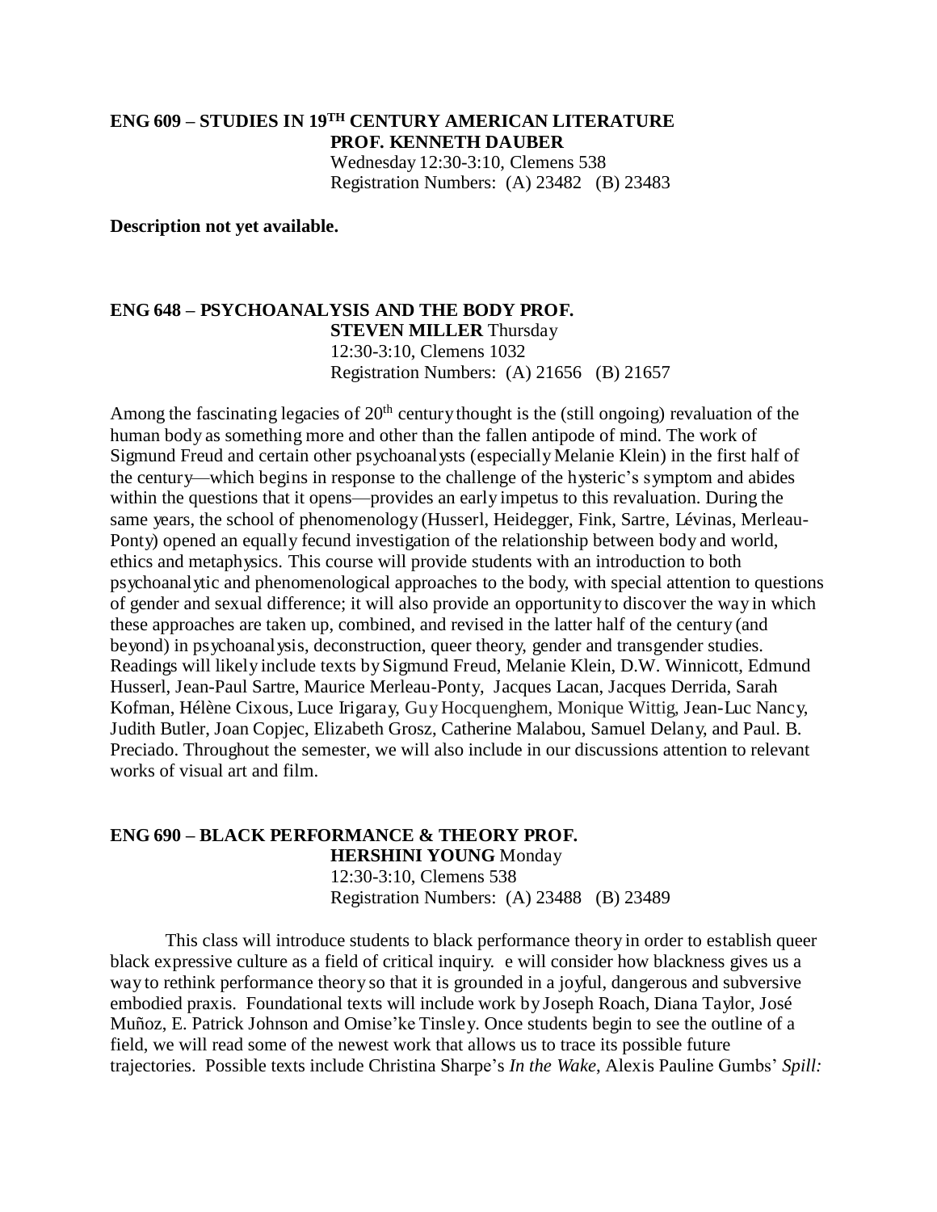**ENG 609 – STUDIES IN 19TH CENTURY AMERICAN LITERATURE**
**PROF. KENNETH DAUBER**
Wednesday 12:30-3:10, Clemens 538
Registration Numbers: (A) 23482 (B) 23483

**Description not yet available.**

**ENG 648 – PSYCHOANALYSIS AND THE BODY PROF.**
**STEVEN MILLER** Thursday
12:30-3:10, Clemens 1032
Registration Numbers: (A) 21656 (B) 21657

Among the fascinating legacies of 20th century thought is the (still ongoing) revaluation of the human body as something more and other than the fallen antipode of mind. The work of Sigmund Freud and certain other psychoanalysts (especially Melanie Klein) in the first half of the century—which begins in response to the challenge of the hysteric's symptom and abides within the questions that it opens—provides an early impetus to this revaluation. During the same years, the school of phenomenology (Husserl, Heidegger, Fink, Sartre, Lévinas, Merleau-Ponty) opened an equally fecund investigation of the relationship between body and world, ethics and metaphysics. This course will provide students with an introduction to both psychoanalytic and phenomenological approaches to the body, with special attention to questions of gender and sexual difference; it will also provide an opportunity to discover the way in which these approaches are taken up, combined, and revised in the latter half of the century (and beyond) in psychoanalysis, deconstruction, queer theory, gender and transgender studies. Readings will likely include texts by Sigmund Freud, Melanie Klein, D.W. Winnicott, Edmund Husserl, Jean-Paul Sartre, Maurice Merleau-Ponty, Jacques Lacan, Jacques Derrida, Sarah Kofman, Hélène Cixous, Luce Irigaray, Guy Hocquenghem, Monique Wittig, Jean-Luc Nancy, Judith Butler, Joan Copjec, Elizabeth Grosz, Catherine Malabou, Samuel Delany, and Paul. B. Preciado. Throughout the semester, we will also include in our discussions attention to relevant works of visual art and film.

**ENG 690 – BLACK PERFORMANCE & THEORY PROF.**
**HERSHINI YOUNG** Monday
12:30-3:10, Clemens 538
Registration Numbers: (A) 23488 (B) 23489

This class will introduce students to black performance theory in order to establish queer black expressive culture as a field of critical inquiry. e will consider how blackness gives us a way to rethink performance theory so that it is grounded in a joyful, dangerous and subversive embodied praxis. Foundational texts will include work by Joseph Roach, Diana Taylor, José Muñoz, E. Patrick Johnson and Omise'ke Tinsley. Once students begin to see the outline of a field, we will read some of the newest work that allows us to trace its possible future trajectories. Possible texts include Christina Sharpe's *In the Wake*, Alexis Pauline Gumbs' *Spill:*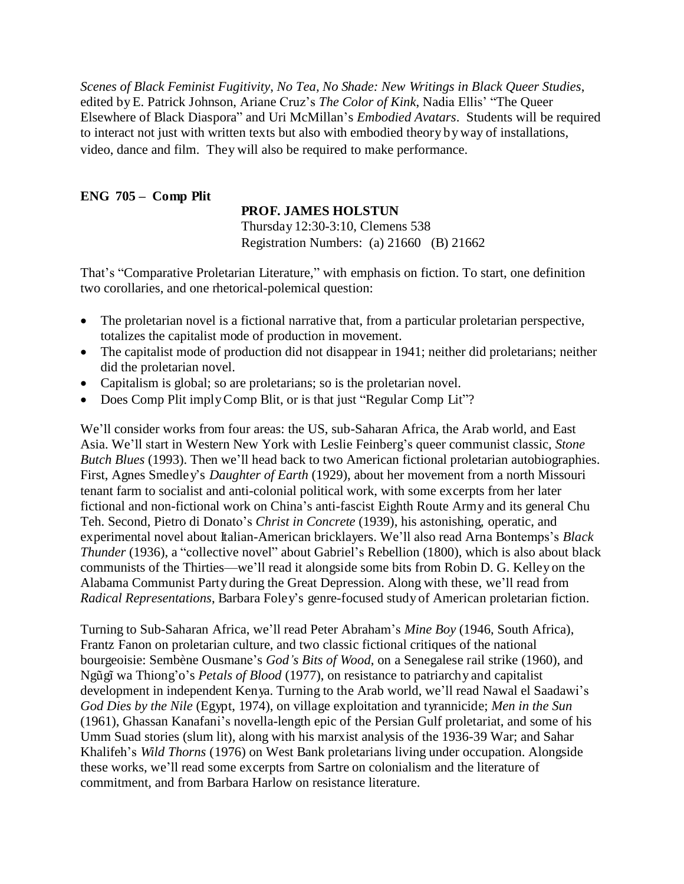*Scenes of Black Feminist Fugitivity*, *No Tea, No Shade: New Writings in Black Queer Studies*, edited by E. Patrick Johnson, Ariane Cruz's *The Color of Kink*, Nadia Ellis' "The Queer Elsewhere of Black Diaspora" and Uri McMillan's *Embodied Avatars*. Students will be required to interact not just with written texts but also with embodied theory by way of installations, video, dance and film. They will also be required to make performance.

**ENG 705 – Comp Plit**

**PROF. JAMES HOLSTUN**
Thursday 12:30-3:10, Clemens 538
Registration Numbers: (a) 21660 (B) 21662

That's "Comparative Proletarian Literature," with emphasis on fiction. To start, one definition two corollaries, and one rhetorical-polemical question:

- The proletarian novel is a fictional narrative that, from a particular proletarian perspective, totalizes the capitalist mode of production in movement.
- The capitalist mode of production did not disappear in 1941; neither did proletarians; neither did the proletarian novel.
- Capitalism is global; so are proletarians; so is the proletarian novel.
- Does Comp Plit imply Comp Blit, or is that just "Regular Comp Lit"?

We'll consider works from four areas: the US, sub-Saharan Africa, the Arab world, and East Asia. We'll start in Western New York with Leslie Feinberg's queer communist classic, *Stone Butch Blues* (1993). Then we'll head back to two American fictional proletarian autobiographies. First, Agnes Smedley's *Daughter of Earth* (1929), about her movement from a north Missouri tenant farm to socialist and anti-colonial political work, with some excerpts from her later fictional and non-fictional work on China's anti-fascist Eighth Route Army and its general Chu Teh. Second, Pietro di Donato's *Christ in Concrete* (1939), his astonishing, operatic, and experimental novel about Italian-American bricklayers. We'll also read Arna Bontemps's *Black Thunder* (1936), a "collective novel" about Gabriel's Rebellion (1800), which is also about black communists of the Thirties—we'll read it alongside some bits from Robin D. G. Kelley on the Alabama Communist Party during the Great Depression. Along with these, we'll read from *Radical Representations*, Barbara Foley's genre-focused study of American proletarian fiction.

Turning to Sub-Saharan Africa, we'll read Peter Abraham's *Mine Boy* (1946, South Africa), Frantz Fanon on proletarian culture, and two classic fictional critiques of the national bourgeoisie: Sembène Ousmane's *God's Bits of Wood*, on a Senegalese rail strike (1960), and Ngũgĩ wa Thiong'o's *Petals of Blood* (1977), on resistance to patriarchy and capitalist development in independent Kenya. Turning to the Arab world, we'll read Nawal el Saadawi's *God Dies by the Nile* (Egypt, 1974), on village exploitation and tyrannicide; *Men in the Sun* (1961), Ghassan Kanafani's novella-length epic of the Persian Gulf proletariat, and some of his Umm Suad stories (slum lit), along with his marxist analysis of the 1936-39 War; and Sahar Khalifeh's *Wild Thorns* (1976) on West Bank proletarians living under occupation. Alongside these works, we'll read some excerpts from Sartre on colonialism and the literature of commitment, and from Barbara Harlow on resistance literature.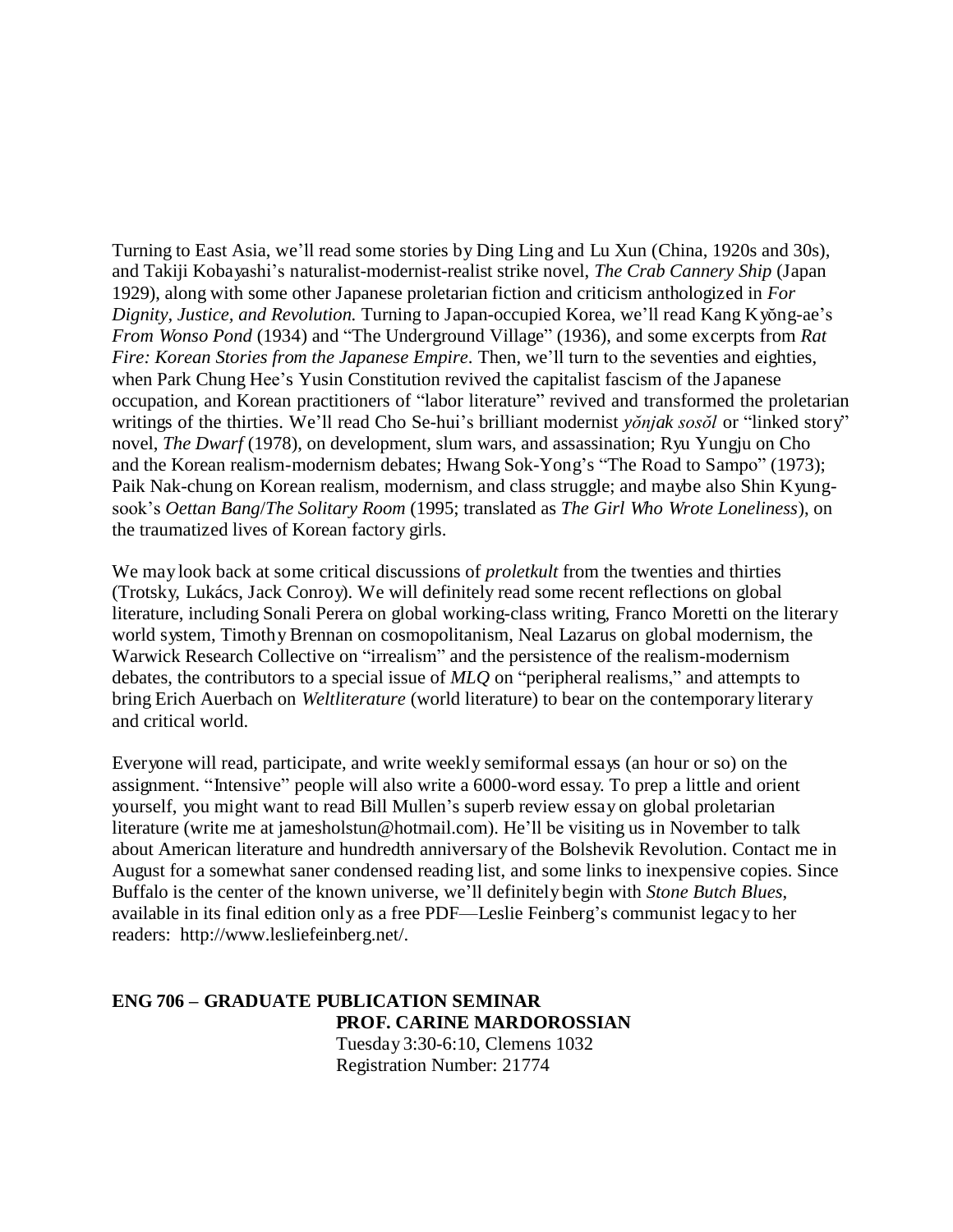Turning to East Asia, we'll read some stories by Ding Ling and Lu Xun (China, 1920s and 30s), and Takiji Kobayashi's naturalist-modernist-realist strike novel, *The Crab Cannery Ship* (Japan 1929), along with some other Japanese proletarian fiction and criticism anthologized in *For Dignity, Justice, and Revolution.* Turning to Japan-occupied Korea, we'll read Kang Kyŏng-ae's *From Wonso Pond* (1934) and "The Underground Village" (1936), and some excerpts from *Rat Fire: Korean Stories from the Japanese Empire*. Then, we'll turn to the seventies and eighties, when Park Chung Hee's Yusin Constitution revived the capitalist fascism of the Japanese occupation, and Korean practitioners of "labor literature" revived and transformed the proletarian writings of the thirties. We'll read Cho Se-hui's brilliant modernist *yŏnjak sosŏl* or "linked story" novel, *The Dwarf* (1978), on development, slum wars, and assassination; Ryu Yungju on Cho and the Korean realism-modernism debates; Hwang Sok-Yong's "The Road to Sampo" (1973); Paik Nak-chung on Korean realism, modernism, and class struggle; and maybe also Shin Kyung-sook's *Oettan Bang*/*The Solitary Room* (1995; translated as *The Girl Who Wrote Loneliness*), on the traumatized lives of Korean factory girls.

We may look back at some critical discussions of *proletkult* from the twenties and thirties (Trotsky, Lukács, Jack Conroy). We will definitely read some recent reflections on global literature, including Sonali Perera on global working-class writing, Franco Moretti on the literary world system, Timothy Brennan on cosmopolitanism, Neal Lazarus on global modernism, the Warwick Research Collective on "irrealism" and the persistence of the realism-modernism debates, the contributors to a special issue of *MLQ* on "peripheral realisms," and attempts to bring Erich Auerbach on *Weltliterature* (world literature) to bear on the contemporary literary and critical world.

Everyone will read, participate, and write weekly semiformal essays (an hour or so) on the assignment. "Intensive" people will also write a 6000-word essay. To prep a little and orient yourself, you might want to read Bill Mullen's superb review essay on global proletarian literature (write me at jamesholstun@hotmail.com). He'll be visiting us in November to talk about American literature and hundredth anniversary of the Bolshevik Revolution. Contact me in August for a somewhat saner condensed reading list, and some links to inexpensive copies. Since Buffalo is the center of the known universe, we'll definitely begin with *Stone Butch Blues*, available in its final edition only as a free PDF—Leslie Feinberg's communist legacy to her readers: http://www.lesliefeinberg.net/.

**ENG 706 – GRADUATE PUBLICATION SEMINAR**
**PROF. CARINE MARDOROSSIAN**
Tuesday 3:30-6:10, Clemens 1032
Registration Number: 21774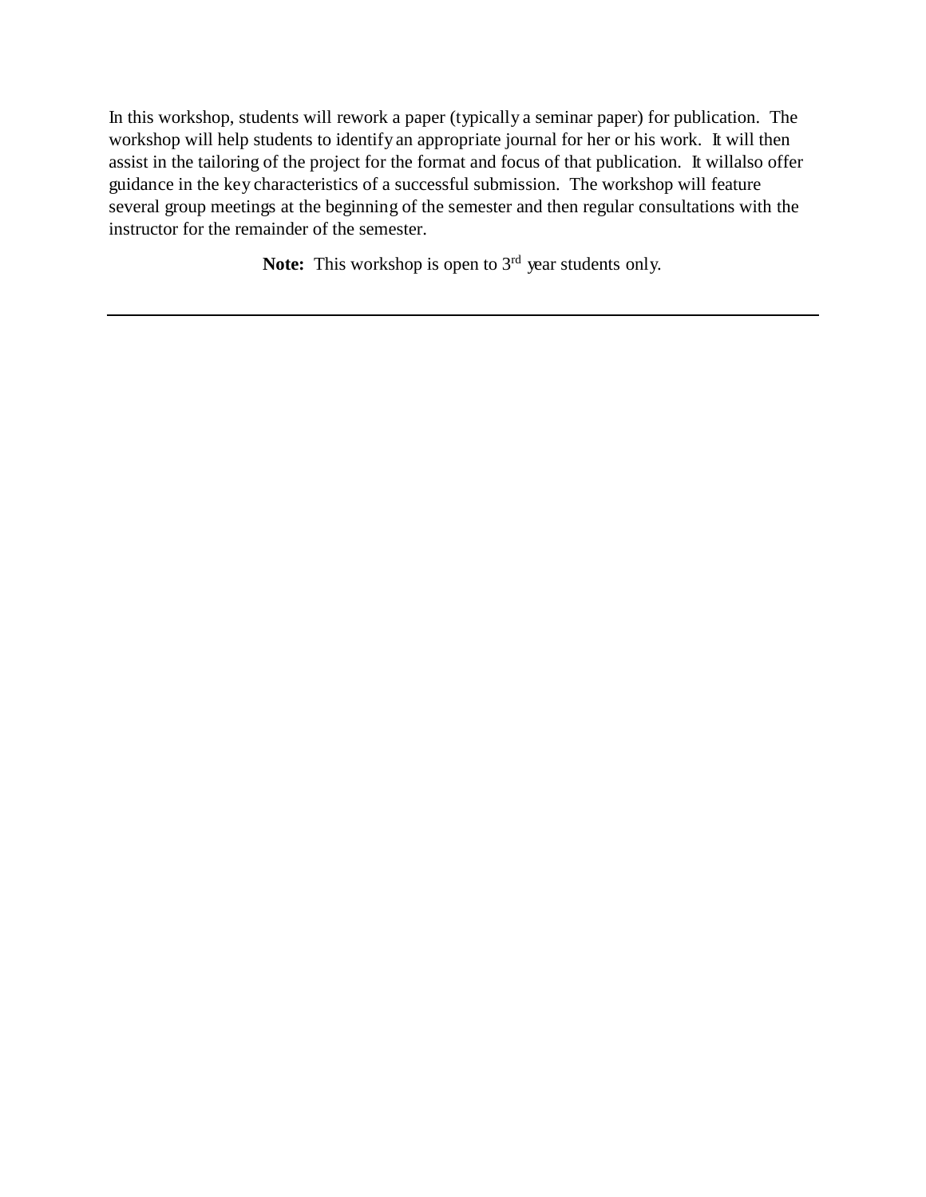In this workshop, students will rework a paper (typically a seminar paper) for publication. The workshop will help students to identify an appropriate journal for her or his work. It will then assist in the tailoring of the project for the format and focus of that publication. It willalso offer guidance in the key characteristics of a successful submission. The workshop will feature several group meetings at the beginning of the semester and then regular consultations with the instructor for the remainder of the semester.

**Note:** This workshop is open to 3rd year students only.

---